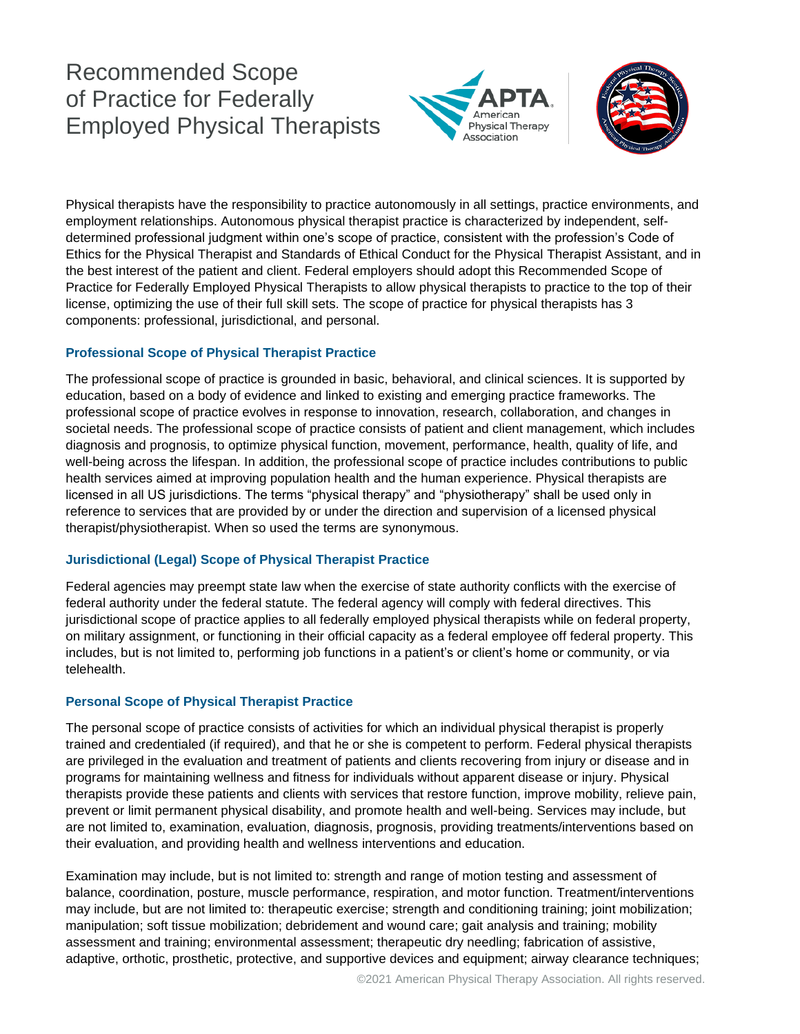# Recommended Scope of Practice for Federally Employed Physical Therapists

Physical therapists have the responsibility to practice autonomously in all settings, practice environments, and employment relationships. Autonomous physical therapist practice is characterized by independent, self-determined professional judgment within one's scope of practice, consistent with the profession's Code of Ethics for the Physical Therapist and Standards of Ethical Conduct for the Physical Therapist Assistant, and in the best interest of the patient and client. Federal employers should adopt this Recommended Scope of Practice for Federally Employed Physical Therapists to allow physical therapists to practice to the top of their license, optimizing the use of their full skill sets. The scope of practice for physical therapists has 3 components: professional, jurisdictional, and personal.

### Professional Scope of Physical Therapist Practice

The professional scope of practice is grounded in basic, behavioral, and clinical sciences. It is supported by education, based on a body of evidence and linked to existing and emerging practice frameworks. The professional scope of practice evolves in response to innovation, research, collaboration, and changes in societal needs. The professional scope of practice consists of patient and client management, which includes diagnosis and prognosis, to optimize physical function, movement, performance, health, quality of life, and well-being across the lifespan. In addition, the professional scope of practice includes contributions to public health services aimed at improving population health and the human experience. Physical therapists are licensed in all US jurisdictions. The terms "physical therapy" and "physiotherapy" shall be used only in reference to services that are provided by or under the direction and supervision of a licensed physical therapist/physiotherapist. When so used the terms are synonymous.

### Jurisdictional (Legal) Scope of Physical Therapist Practice

Federal agencies may preempt state law when the exercise of state authority conflicts with the exercise of federal authority under the federal statute. The federal agency will comply with federal directives. This jurisdictional scope of practice applies to all federally employed physical therapists while on federal property, on military assignment, or functioning in their official capacity as a federal employee off federal property. This includes, but is not limited to, performing job functions in a patient's or client's home or community, or via telehealth.

### Personal Scope of Physical Therapist Practice

The personal scope of practice consists of activities for which an individual physical therapist is properly trained and credentialed (if required), and that he or she is competent to perform. Federal physical therapists are privileged in the evaluation and treatment of patients and clients recovering from injury or disease and in programs for maintaining wellness and fitness for individuals without apparent disease or injury. Physical therapists provide these patients and clients with services that restore function, improve mobility, relieve pain, prevent or limit permanent physical disability, and promote health and well-being. Services may include, but are not limited to, examination, evaluation, diagnosis, prognosis, providing treatments/interventions based on their evaluation, and providing health and wellness interventions and education.

Examination may include, but is not limited to: strength and range of motion testing and assessment of balance, coordination, posture, muscle performance, respiration, and motor function. Treatment/interventions may include, but are not limited to: therapeutic exercise; strength and conditioning training; joint mobilization; manipulation; soft tissue mobilization; debridement and wound care; gait analysis and training; mobility assessment and training; environmental assessment; therapeutic dry needling; fabrication of assistive, adaptive, orthotic, prosthetic, protective, and supportive devices and equipment; airway clearance techniques;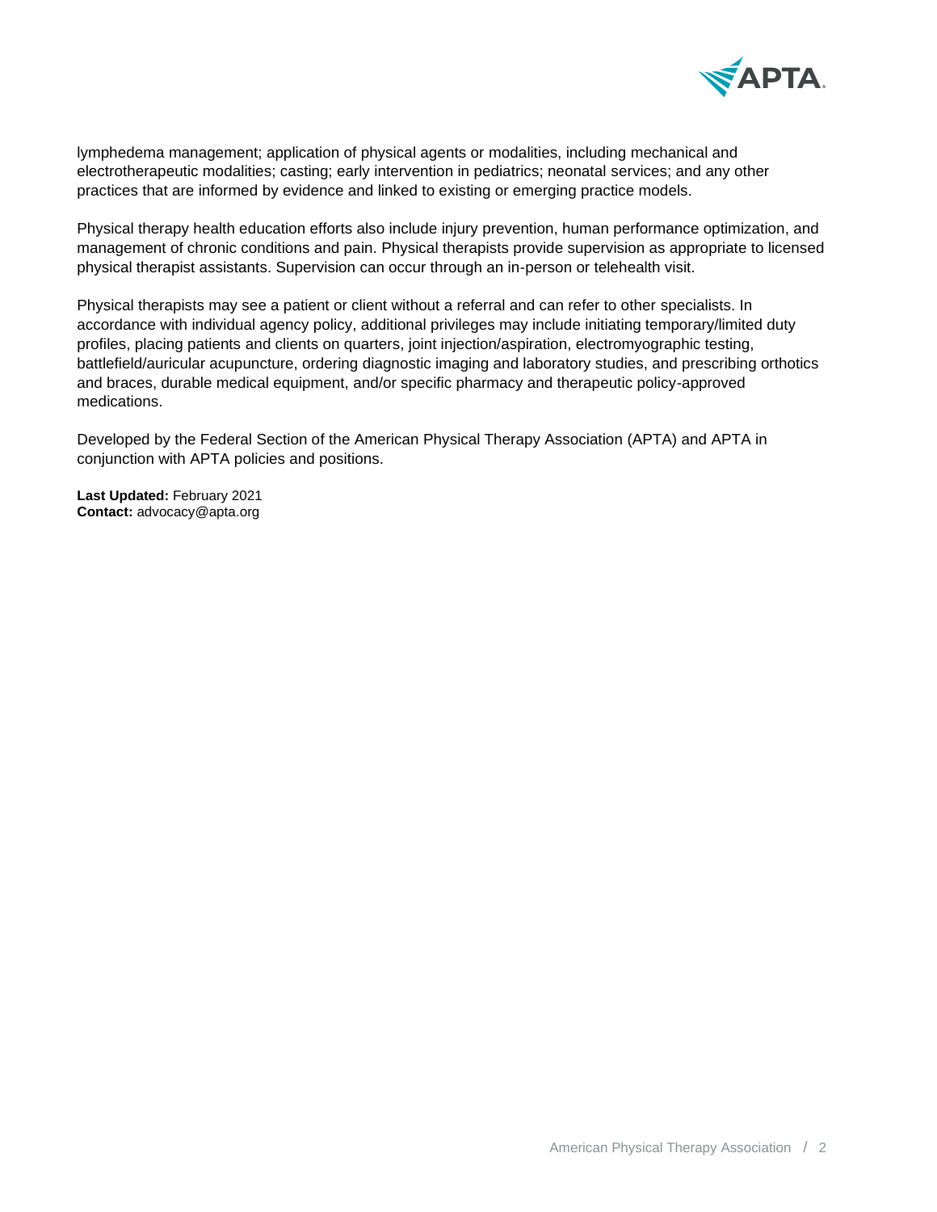lymphedema management; application of physical agents or modalities, including mechanical and electrotherapeutic modalities; casting; early intervention in pediatrics; neonatal services; and any other practices that are informed by evidence and linked to existing or emerging practice models.

Physical therapy health education efforts also include injury prevention, human performance optimization, and management of chronic conditions and pain. Physical therapists provide supervision as appropriate to licensed physical therapist assistants. Supervision can occur through an in-person or telehealth visit.

Physical therapists may see a patient or client without a referral and can refer to other specialists. In accordance with individual agency policy, additional privileges may include initiating temporary/limited duty profiles, placing patients and clients on quarters, joint injection/aspiration, electromyographic testing, battlefield/auricular acupuncture, ordering diagnostic imaging and laboratory studies, and prescribing orthotics and braces, durable medical equipment, and/or specific pharmacy and therapeutic policy-approved medications.

Developed by the Federal Section of the American Physical Therapy Association (APTA) and APTA in conjunction with APTA policies and positions.

**Last Updated:** February 2021
**Contact:** advocacy@apta.org